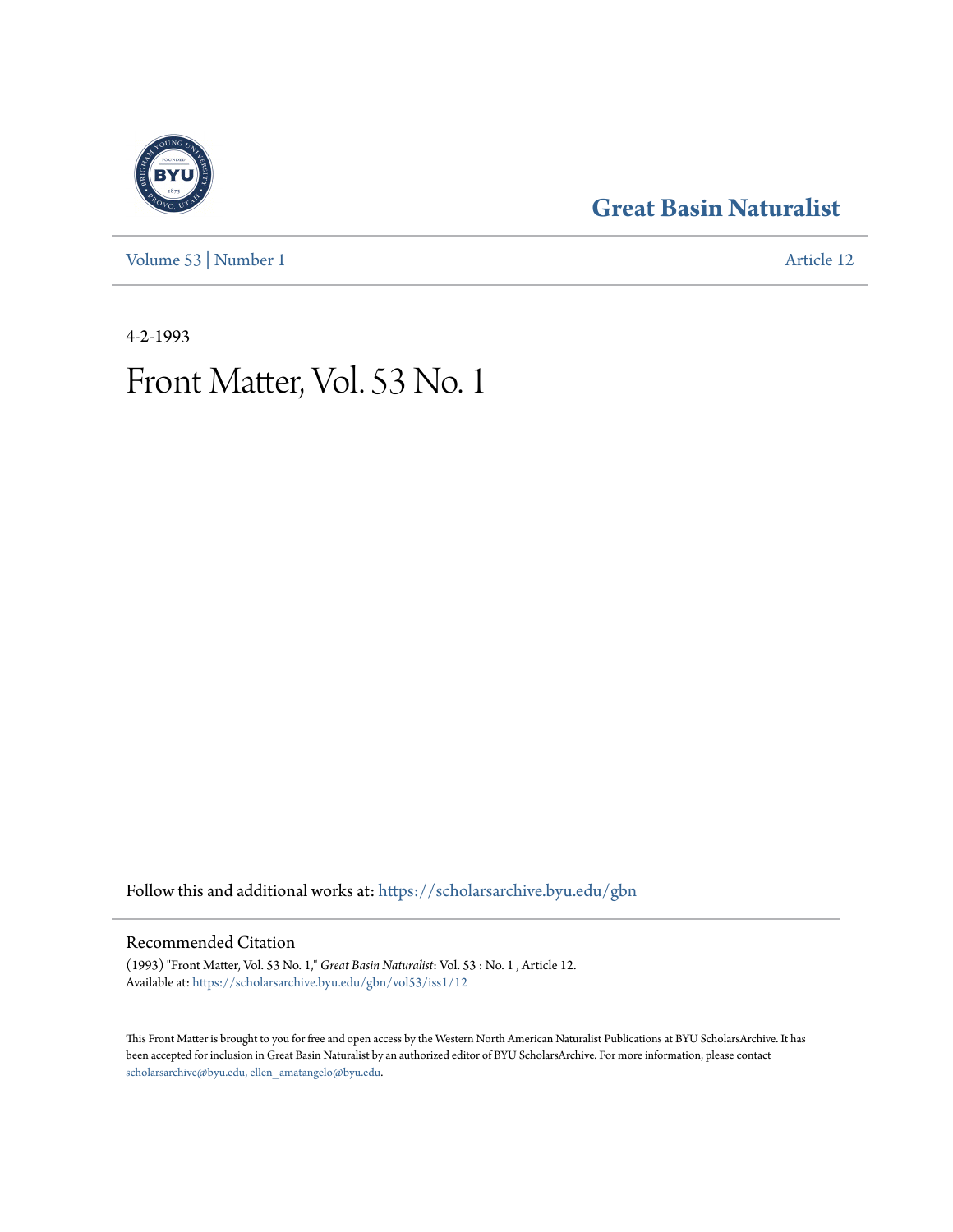# Great Basin Naturalist

Volume 53 | Number 1 Article 12

4-2-1993

# Front Matter, Vol. 53 No. 1

Follow this and additional works at: https://scholarsarchive.byu.edu/gbn

## Recommended Citation

(1993) "Front Matter, Vol. 53 No. 1," *Great Basin Naturalist*: Vol. 53 : No. 1 , Article 12.
Available at: https://scholarsarchive.byu.edu/gbn/vol53/iss1/12

This Front Matter is brought to you for free and open access by the Western North American Naturalist Publications at BYU ScholarsArchive. It has been accepted for inclusion in Great Basin Naturalist by an authorized editor of BYU ScholarsArchive. For more information, please contact scholarsarchive@byu.edu, ellen_amatangelo@byu.edu.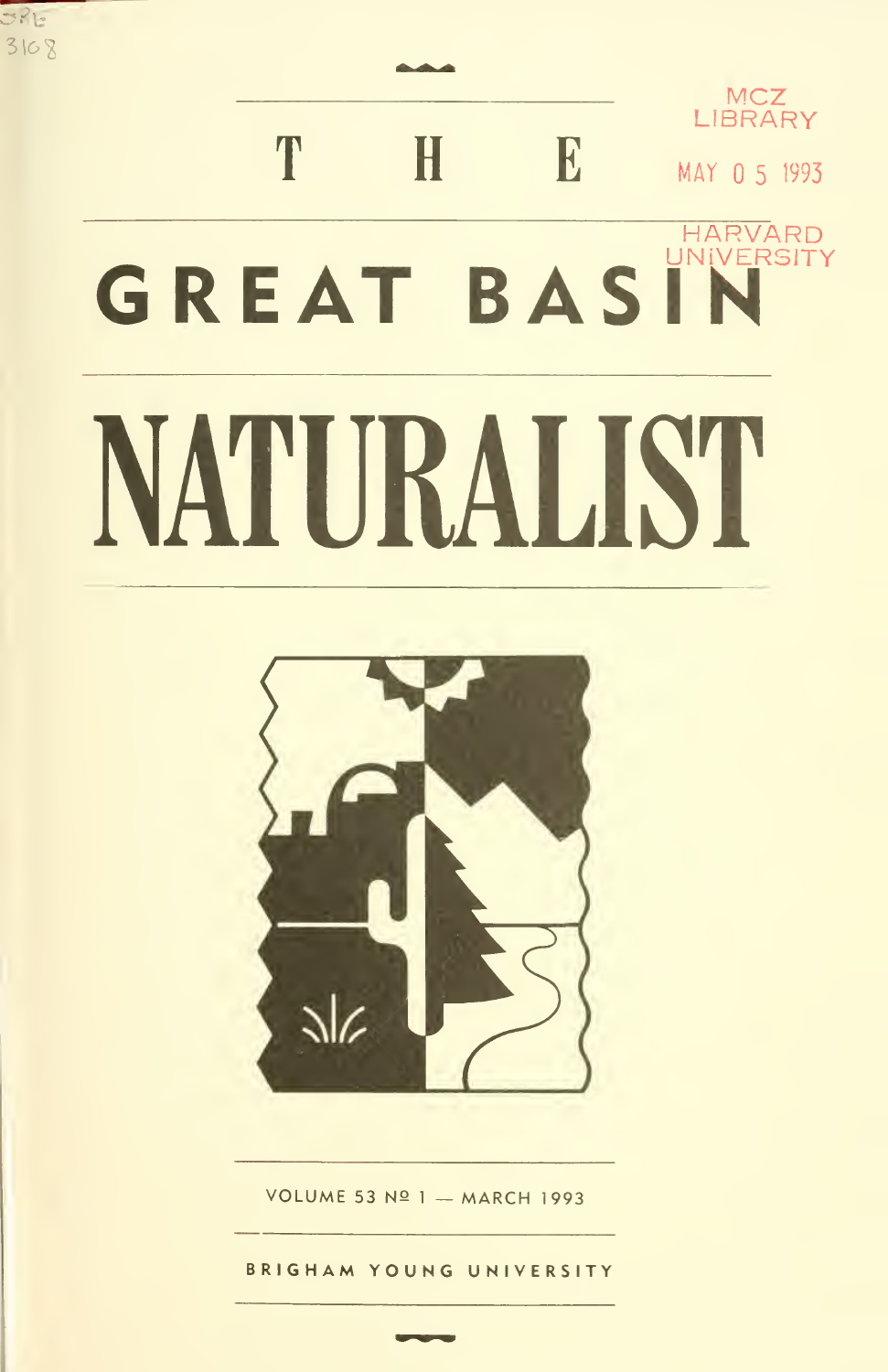# THE GREAT BASIN NATURALIST

VOLUME 53 № 1 — MARCH 1993

BRIGHAM YOUNG UNIVERSITY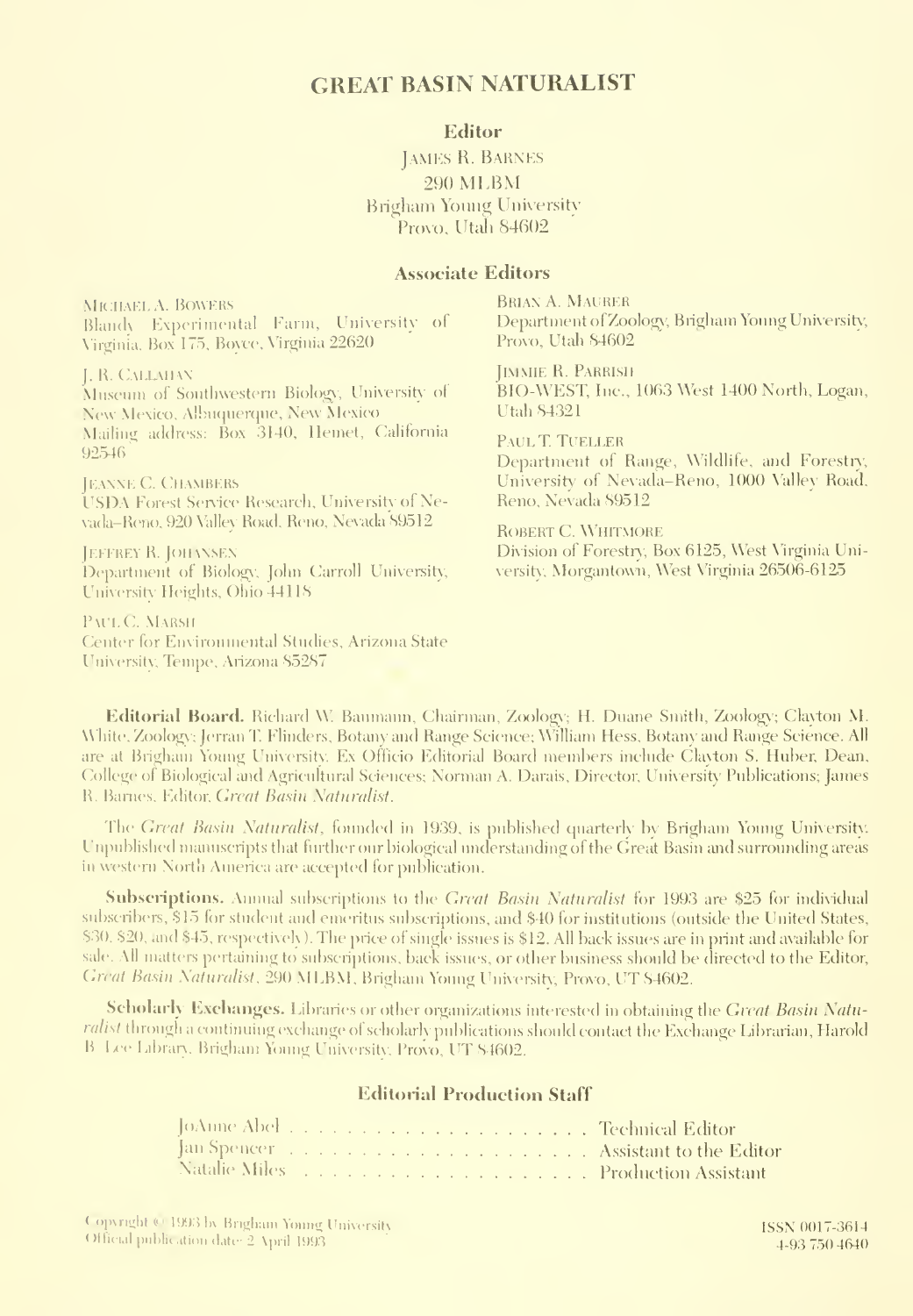# GREAT BASIN NATURALIST

## Editor

JAMES R. BARNES
290 MLBM
Brigham Young University
Provo, Utah 84602

## Associate Editors

MICHAEL A. BOWERS
Blandy Experimental Farm, University of Virginia, Box 175, Boyce, Virginia 22620

J. R. CALLAHAN
Museum of Southwestern Biology, University of New Mexico, Albuquerque, New Mexico
Mailing address: Box 3140, Hemet, California 92546

JEANNE C. CHAMBERS
USDA Forest Service Research, University of Nevada–Reno, 920 Valley Road, Reno, Nevada 89512

JEFFREY R. JOHANSEN
Department of Biology, John Carroll University, University Heights, Ohio 44118

PAUL C. MARSH
Center for Environmental Studies, Arizona State University, Tempe, Arizona 85287

BRIAN A. MAURER
Department of Zoology, Brigham Young University, Provo, Utah 84602

JIMMIE R. PARRISH
BIO-WEST, Inc., 1063 West 1400 North, Logan, Utah 84321

PAUL T. TUELLER
Department of Range, Wildlife, and Forestry, University of Nevada–Reno, 1000 Valley Road, Reno, Nevada 89512

ROBERT C. WHITMORE
Division of Forestry, Box 6125, West Virginia University, Morgantown, West Virginia 26506-6125

**Editorial Board.** Richard W. Baumann, Chairman, Zoology; H. Duane Smith, Zoology; Clayton M. White, Zoology; Jerran T. Flinders, Botany and Range Science; William Hess, Botany and Range Science. All are at Brigham Young University. Ex Officio Editorial Board members include Clayton S. Huber, Dean, College of Biological and Agricultural Sciences; Norman A. Darais, Director, University Publications; James R. Barnes, Editor, *Great Basin Naturalist*.

The *Great Basin Naturalist*, founded in 1939, is published quarterly by Brigham Young University. Unpublished manuscripts that further our biological understanding of the Great Basin and surrounding areas in western North America are accepted for publication.

**Subscriptions.** Annual subscriptions to the *Great Basin Naturalist* for 1993 are $25 for individual subscribers, $15 for student and emeritus subscriptions, and $40 for institutions (outside the United States, $30, $20, and $45, respectively). The price of single issues is $12. All back issues are in print and available for sale. All matters pertaining to subscriptions, back issues, or other business should be directed to the Editor, *Great Basin Naturalist*, 290 MLBM, Brigham Young University, Provo, UT 84602.

**Scholarly Exchanges.** Libraries or other organizations interested in obtaining the *Great Basin Naturalist* through a continuing exchange of scholarly publications should contact the Exchange Librarian, Harold B. Lee Library, Brigham Young University, Provo, UT 84602.

## Editorial Production Staff

JoAnne Abel . . . . . . . . . . . . . . . . . . . . Technical Editor
Jan Spencer . . . . . . . . . . . . . . . . . . . . Assistant to the Editor
Natalie Miles . . . . . . . . . . . . . . . . . . . Production Assistant

Copyright © 1993 by Brigham Young University
Official publication date: 2 April 1993

ISSN 0017-3614
4-93 750 4640